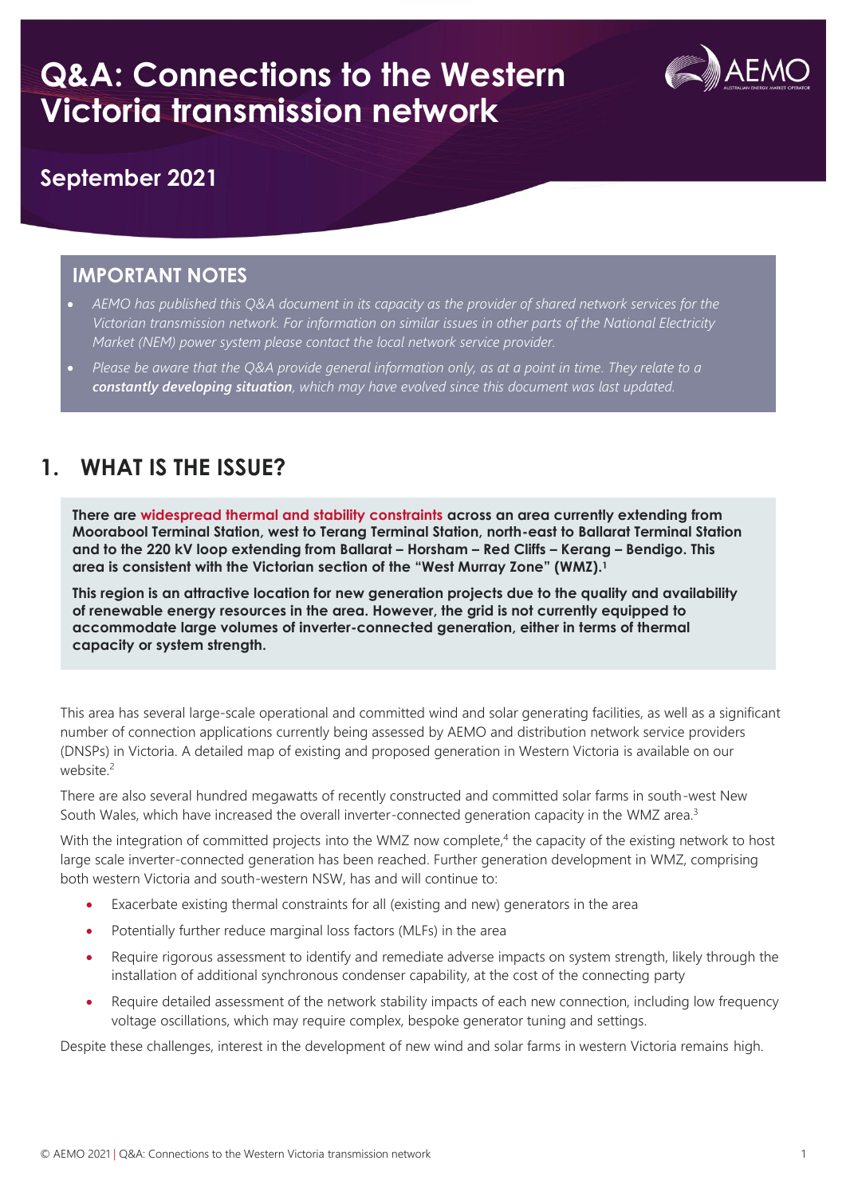# Q&A: Connections to the Western Victoria transmission network

## September 2021

### IMPORTANT NOTES

- *AEMO has published this Q&A document in its capacity as the provider of shared network services for the Victorian transmission network. For information on similar issues in other parts of the National Electricity Market (NEM) power system please contact the local network service provider.*
- *Please be aware that the Q&A provide general information only, as at a point in time. They relate to a **constantly developing situation**, which may have evolved since this document was last updated.*

## 1. WHAT IS THE ISSUE?

**There are widespread thermal and stability constraints across an area currently extending from Moorabool Terminal Station, west to Terang Terminal Station, north-east to Ballarat Terminal Station and to the 220 kV loop extending from Ballarat – Horsham – Red Cliffs – Kerang – Bendigo. This area is consistent with the Victorian section of the "West Murray Zone" (WMZ).[1]**

**This region is an attractive location for new generation projects due to the quality and availability of renewable energy resources in the area. However, the grid is not currently equipped to accommodate large volumes of inverter-connected generation, either in terms of thermal capacity or system strength.**

This area has several large-scale operational and committed wind and solar generating facilities, as well as a significant number of connection applications currently being assessed by AEMO and distribution network service providers (DNSPs) in Victoria. A detailed map of existing and proposed generation in Western Victoria is available on our website.[2]

There are also several hundred megawatts of recently constructed and committed solar farms in south-west New South Wales, which have increased the overall inverter-connected generation capacity in the WMZ area.[3]

With the integration of committed projects into the WMZ now complete,[4] the capacity of the existing network to host large scale inverter-connected generation has been reached. Further generation development in WMZ, comprising both western Victoria and south-western NSW, has and will continue to:

- Exacerbate existing thermal constraints for all (existing and new) generators in the area
- Potentially further reduce marginal loss factors (MLFs) in the area
- Require rigorous assessment to identify and remediate adverse impacts on system strength, likely through the installation of additional synchronous condenser capability, at the cost of the connecting party
- Require detailed assessment of the network stability impacts of each new connection, including low frequency voltage oscillations, which may require complex, bespoke generator tuning and settings.

Despite these challenges, interest in the development of new wind and solar farms in western Victoria remains high.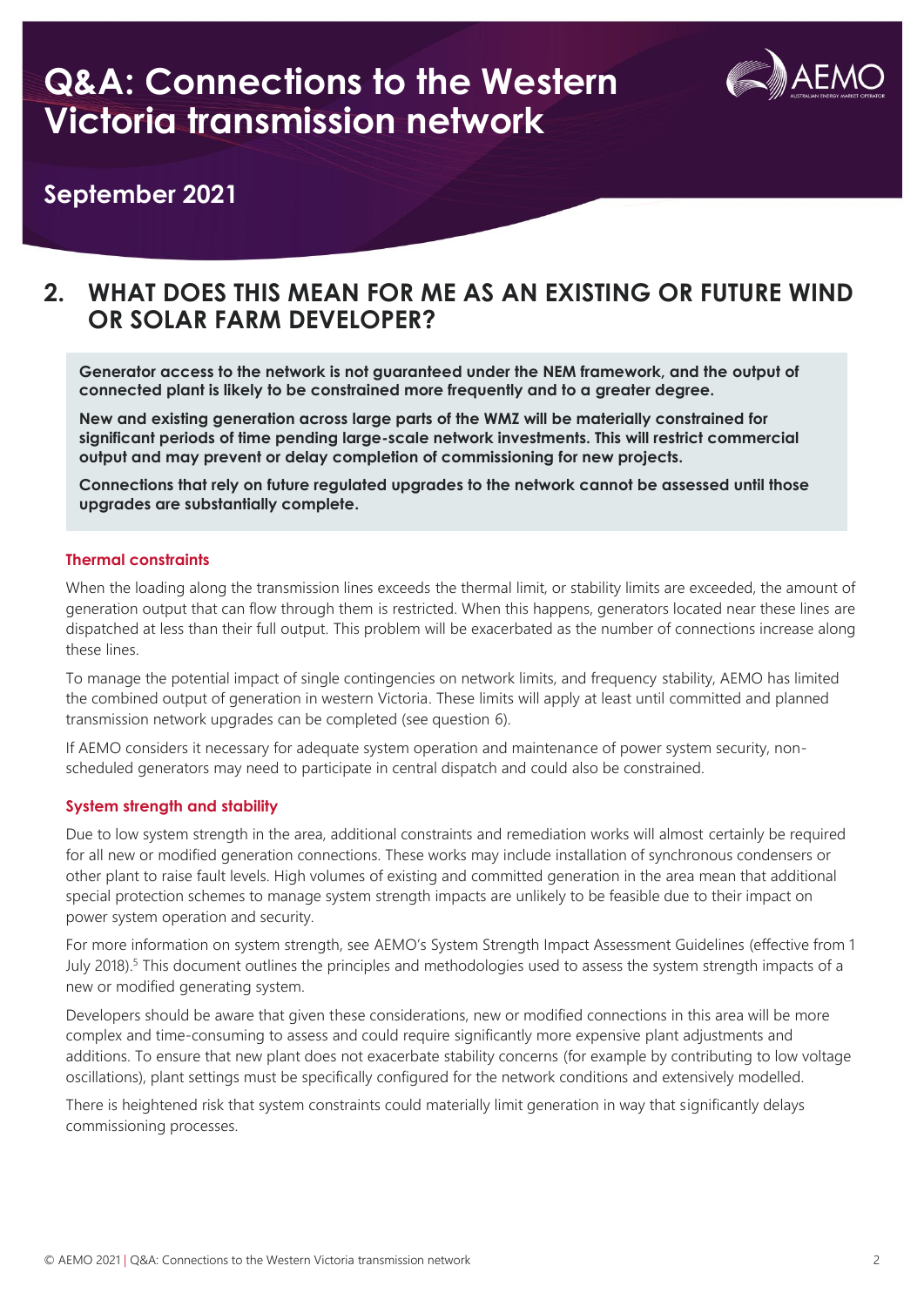# Q&A: Connections to the Western Victoria transmission network

## September 2021

## 2. WHAT DOES THIS MEAN FOR ME AS AN EXISTING OR FUTURE WIND OR SOLAR FARM DEVELOPER?

**Generator access to the network is not guaranteed under the NEM framework, and the output of connected plant is likely to be constrained more frequently and to a greater degree.**

**New and existing generation across large parts of the WMZ will be materially constrained for significant periods of time pending large-scale network investments. This will restrict commercial output and may prevent or delay completion of commissioning for new projects.**

**Connections that rely on future regulated upgrades to the network cannot be assessed until those upgrades are substantially complete.**

### Thermal constraints

When the loading along the transmission lines exceeds the thermal limit, or stability limits are exceeded, the amount of generation output that can flow through them is restricted. When this happens, generators located near these lines are dispatched at less than their full output. This problem will be exacerbated as the number of connections increase along these lines.

To manage the potential impact of single contingencies on network limits, and frequency stability, AEMO has limited the combined output of generation in western Victoria. These limits will apply at least until committed and planned transmission network upgrades can be completed (see question 6).

If AEMO considers it necessary for adequate system operation and maintenance of power system security, non-scheduled generators may need to participate in central dispatch and could also be constrained.

### System strength and stability

Due to low system strength in the area, additional constraints and remediation works will almost certainly be required for all new or modified generation connections. These works may include installation of synchronous condensers or other plant to raise fault levels. High volumes of existing and committed generation in the area mean that additional special protection schemes to manage system strength impacts are unlikely to be feasible due to their impact on power system operation and security.

For more information on system strength, see AEMO's System Strength Impact Assessment Guidelines (effective from 1 July 2018).[5] This document outlines the principles and methodologies used to assess the system strength impacts of a new or modified generating system.

Developers should be aware that given these considerations, new or modified connections in this area will be more complex and time-consuming to assess and could require significantly more expensive plant adjustments and additions. To ensure that new plant does not exacerbate stability concerns (for example by contributing to low voltage oscillations), plant settings must be specifically configured for the network conditions and extensively modelled.

There is heightened risk that system constraints could materially limit generation in way that significantly delays commissioning processes.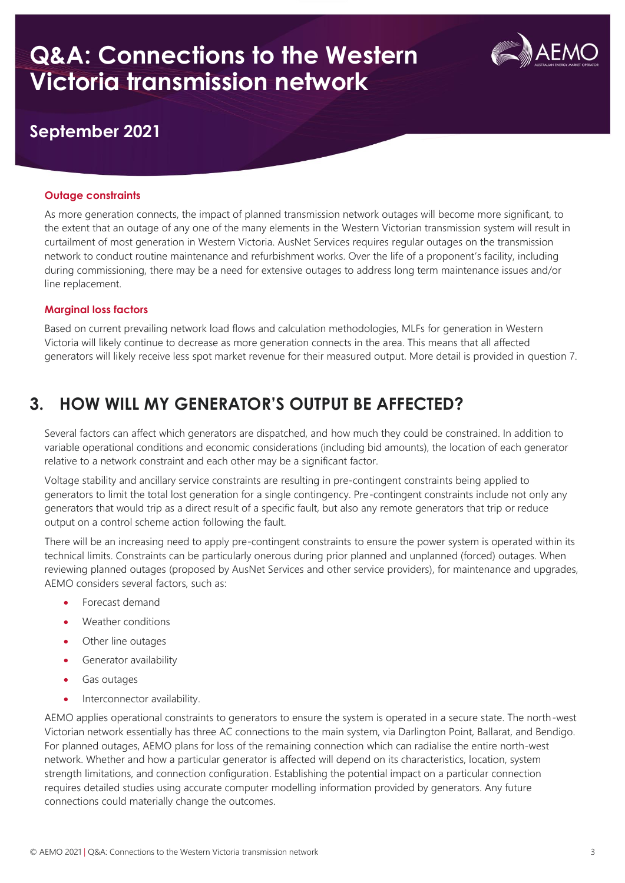# Q&A: Connections to the Western Victoria transmission network

## September 2021

#### Outage constraints

As more generation connects, the impact of planned transmission network outages will become more significant, to the extent that an outage of any one of the many elements in the Western Victorian transmission system will result in curtailment of most generation in Western Victoria. AusNet Services requires regular outages on the transmission network to conduct routine maintenance and refurbishment works. Over the life of a proponent's facility, including during commissioning, there may be a need for extensive outages to address long term maintenance issues and/or line replacement.

#### Marginal loss factors

Based on current prevailing network load flows and calculation methodologies, MLFs for generation in Western Victoria will likely continue to decrease as more generation connects in the area. This means that all affected generators will likely receive less spot market revenue for their measured output. More detail is provided in question 7.

## 3. HOW WILL MY GENERATOR'S OUTPUT BE AFFECTED?

Several factors can affect which generators are dispatched, and how much they could be constrained. In addition to variable operational conditions and economic considerations (including bid amounts), the location of each generator relative to a network constraint and each other may be a significant factor.

Voltage stability and ancillary service constraints are resulting in pre-contingent constraints being applied to generators to limit the total lost generation for a single contingency. Pre-contingent constraints include not only any generators that would trip as a direct result of a specific fault, but also any remote generators that trip or reduce output on a control scheme action following the fault.

There will be an increasing need to apply pre-contingent constraints to ensure the power system is operated within its technical limits. Constraints can be particularly onerous during prior planned and unplanned (forced) outages. When reviewing planned outages (proposed by AusNet Services and other service providers), for maintenance and upgrades, AEMO considers several factors, such as:

- Forecast demand
- Weather conditions
- Other line outages
- Generator availability
- Gas outages
- Interconnector availability.

AEMO applies operational constraints to generators to ensure the system is operated in a secure state. The north-west Victorian network essentially has three AC connections to the main system, via Darlington Point, Ballarat, and Bendigo. For planned outages, AEMO plans for loss of the remaining connection which can radialise the entire north-west network. Whether and how a particular generator is affected will depend on its characteristics, location, system strength limitations, and connection configuration. Establishing the potential impact on a particular connection requires detailed studies using accurate computer modelling information provided by generators. Any future connections could materially change the outcomes.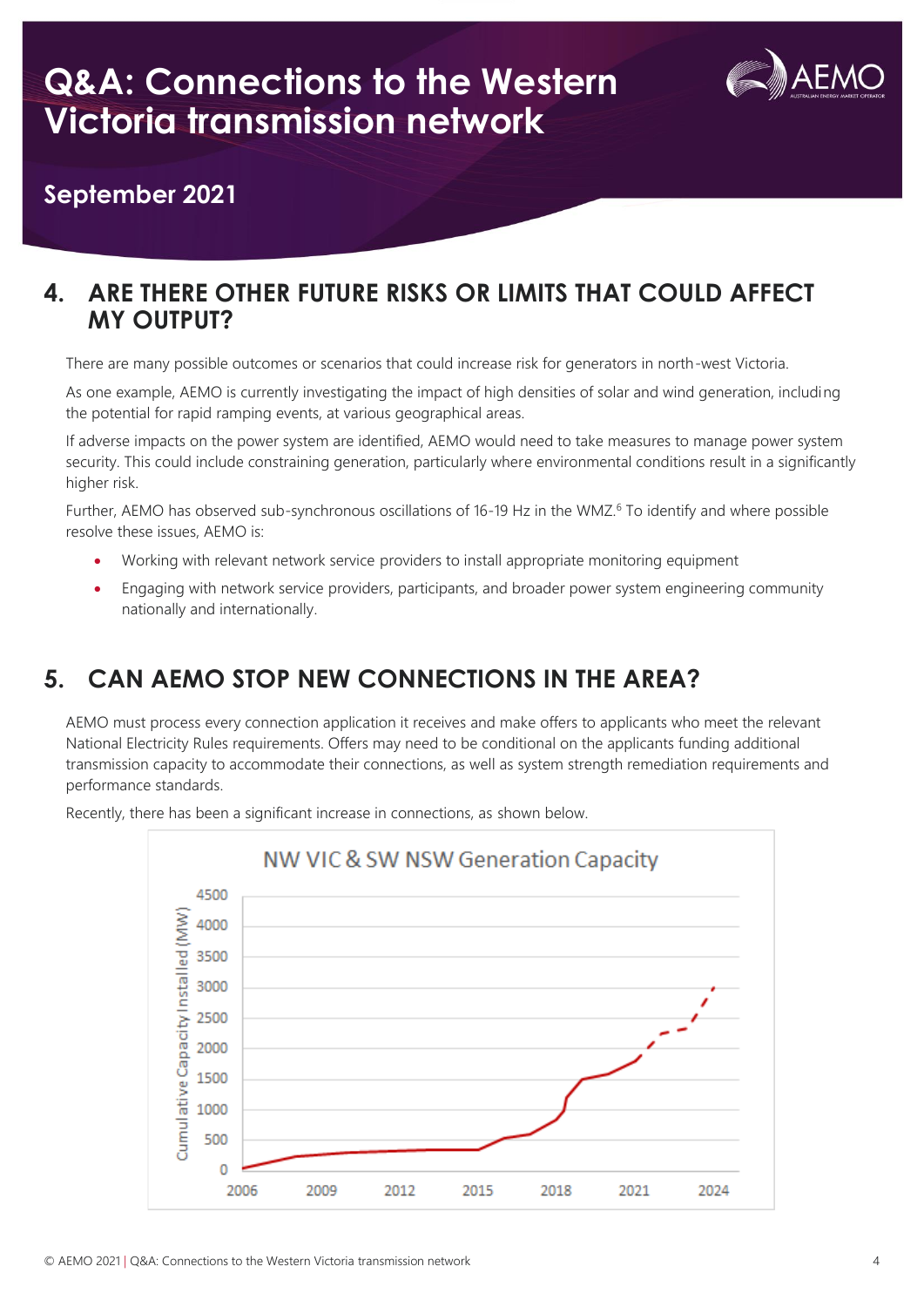## 4. ARE THERE OTHER FUTURE RISKS OR LIMITS THAT COULD AFFECT MY OUTPUT?

There are many possible outcomes or scenarios that could increase risk for generators in north-west Victoria.

As one example, AEMO is currently investigating the impact of high densities of solar and wind generation, including the potential for rapid ramping events, at various geographical areas.

If adverse impacts on the power system are identified, AEMO would need to take measures to manage power system security. This could include constraining generation, particularly where environmental conditions result in a significantly higher risk.

Further, AEMO has observed sub-synchronous oscillations of 16-19 Hz in the WMZ.[6] To identify and where possible resolve these issues, AEMO is:

- Working with relevant network service providers to install appropriate monitoring equipment
- Engaging with network service providers, participants, and broader power system engineering community nationally and internationally.

## 5. CAN AEMO STOP NEW CONNECTIONS IN THE AREA?

AEMO must process every connection application it receives and make offers to applicants who meet the relevant National Electricity Rules requirements. Offers may need to be conditional on the applicants funding additional transmission capacity to accommodate their connections, as well as system strength remediation requirements and performance standards.

Recently, there has been a significant increase in connections, as shown below.

NW VIC & SW NSW Generation Capacity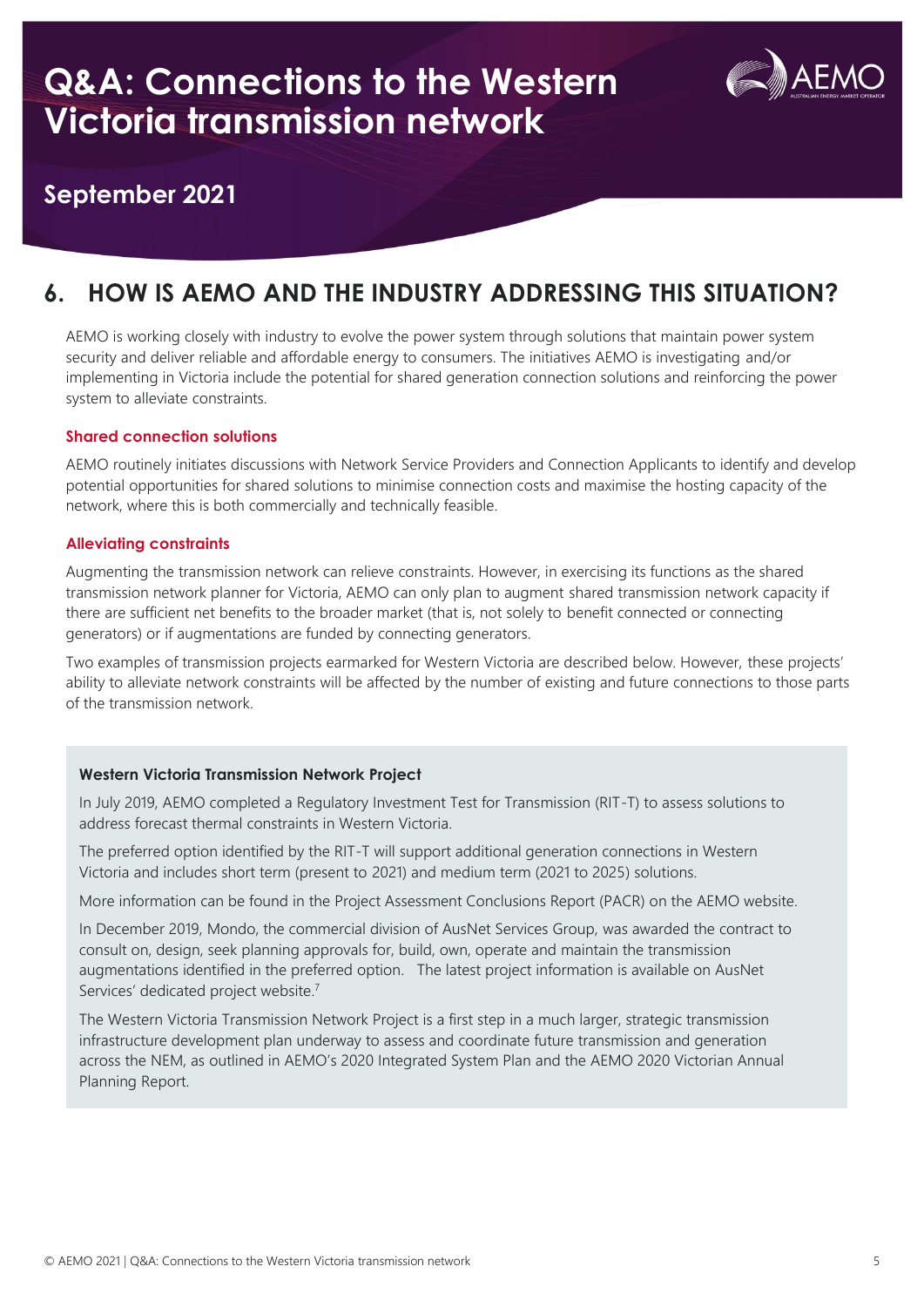# Q&A: Connections to the Western Victoria transmission network

## September 2021

## 6. HOW IS AEMO AND THE INDUSTRY ADDRESSING THIS SITUATION?

AEMO is working closely with industry to evolve the power system through solutions that maintain power system security and deliver reliable and affordable energy to consumers. The initiatives AEMO is investigating and/or implementing in Victoria include the potential for shared generation connection solutions and reinforcing the power system to alleviate constraints.

### Shared connection solutions

AEMO routinely initiates discussions with Network Service Providers and Connection Applicants to identify and develop potential opportunities for shared solutions to minimise connection costs and maximise the hosting capacity of the network, where this is both commercially and technically feasible.

### Alleviating constraints

Augmenting the transmission network can relieve constraints. However, in exercising its functions as the shared transmission network planner for Victoria, AEMO can only plan to augment shared transmission network capacity if there are sufficient net benefits to the broader market (that is, not solely to benefit connected or connecting generators) or if augmentations are funded by connecting generators.

Two examples of transmission projects earmarked for Western Victoria are described below. However, these projects' ability to alleviate network constraints will be affected by the number of existing and future connections to those parts of the transmission network.

**Western Victoria Transmission Network Project**

In July 2019, AEMO completed a Regulatory Investment Test for Transmission (RIT-T) to assess solutions to address forecast thermal constraints in Western Victoria.

The preferred option identified by the RIT-T will support additional generation connections in Western Victoria and includes short term (present to 2021) and medium term (2021 to 2025) solutions.

More information can be found in the Project Assessment Conclusions Report (PACR) on the AEMO website.

In December 2019, Mondo, the commercial division of AusNet Services Group, was awarded the contract to consult on, design, seek planning approvals for, build, own, operate and maintain the transmission augmentations identified in the preferred option. The latest project information is available on AusNet Services' dedicated project website.[7]

The Western Victoria Transmission Network Project is a first step in a much larger, strategic transmission infrastructure development plan underway to assess and coordinate future transmission and generation across the NEM, as outlined in AEMO's 2020 Integrated System Plan and the AEMO 2020 Victorian Annual Planning Report.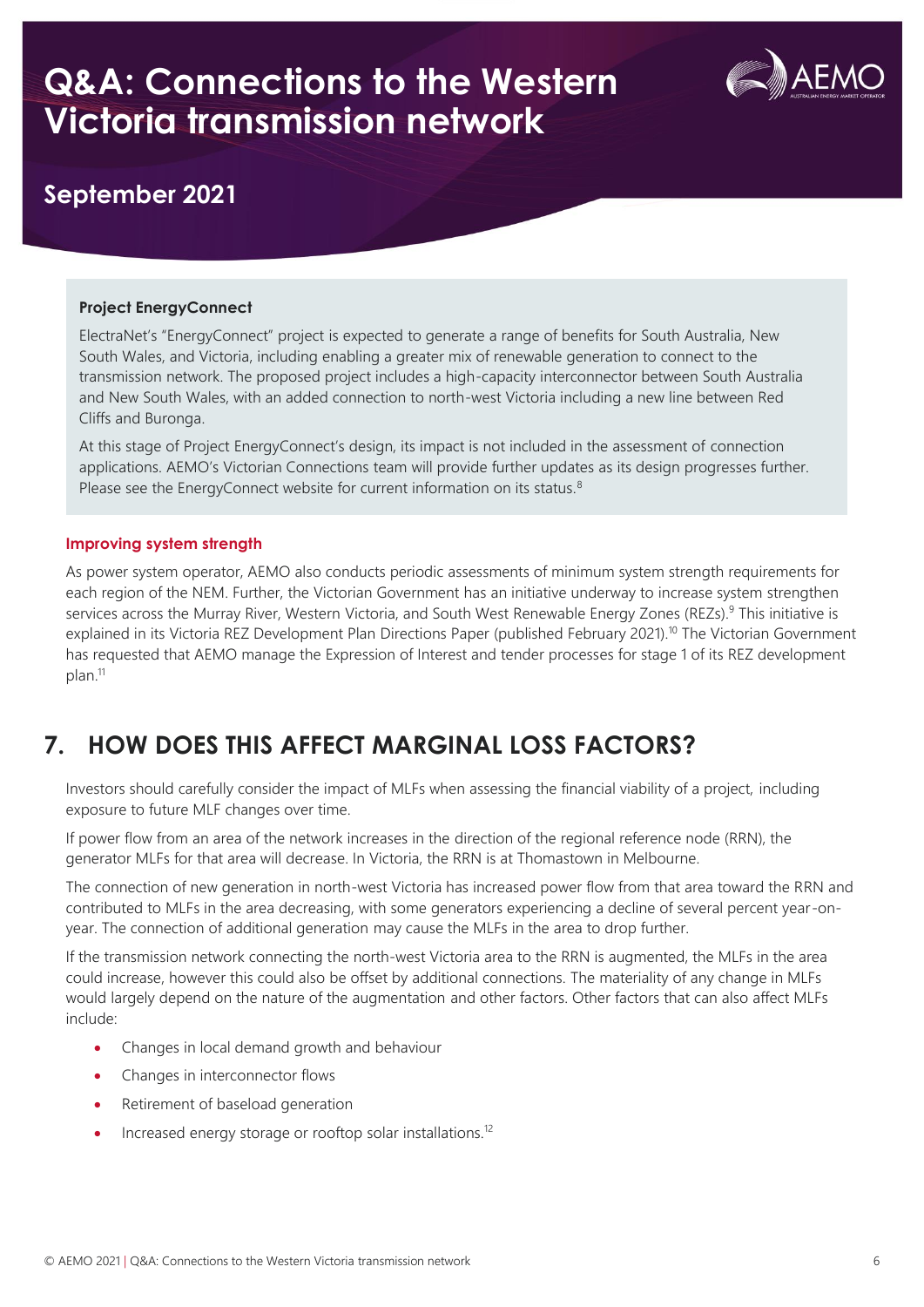#### Project EnergyConnect

ElectraNet's "EnergyConnect" project is expected to generate a range of benefits for South Australia, New South Wales, and Victoria, including enabling a greater mix of renewable generation to connect to the transmission network. The proposed project includes a high-capacity interconnector between South Australia and New South Wales, with an added connection to north-west Victoria including a new line between Red Cliffs and Buronga.

At this stage of Project EnergyConnect's design, its impact is not included in the assessment of connection applications. AEMO's Victorian Connections team will provide further updates as its design progresses further. Please see the EnergyConnect website for current information on its status.[8]

#### Improving system strength

As power system operator, AEMO also conducts periodic assessments of minimum system strength requirements for each region of the NEM. Further, the Victorian Government has an initiative underway to increase system strengthen services across the Murray River, Western Victoria, and South West Renewable Energy Zones (REZs).[9] This initiative is explained in its Victoria REZ Development Plan Directions Paper (published February 2021).[10] The Victorian Government has requested that AEMO manage the Expression of Interest and tender processes for stage 1 of its REZ development plan.[11]

## 7. HOW DOES THIS AFFECT MARGINAL LOSS FACTORS?

Investors should carefully consider the impact of MLFs when assessing the financial viability of a project, including exposure to future MLF changes over time.

If power flow from an area of the network increases in the direction of the regional reference node (RRN), the generator MLFs for that area will decrease. In Victoria, the RRN is at Thomastown in Melbourne.

The connection of new generation in north-west Victoria has increased power flow from that area toward the RRN and contributed to MLFs in the area decreasing, with some generators experiencing a decline of several percent year-on-year. The connection of additional generation may cause the MLFs in the area to drop further.

If the transmission network connecting the north-west Victoria area to the RRN is augmented, the MLFs in the area could increase, however this could also be offset by additional connections. The materiality of any change in MLFs would largely depend on the nature of the augmentation and other factors. Other factors that can also affect MLFs include:

- Changes in local demand growth and behaviour
- Changes in interconnector flows
- Retirement of baseload generation
- Increased energy storage or rooftop solar installations.[12]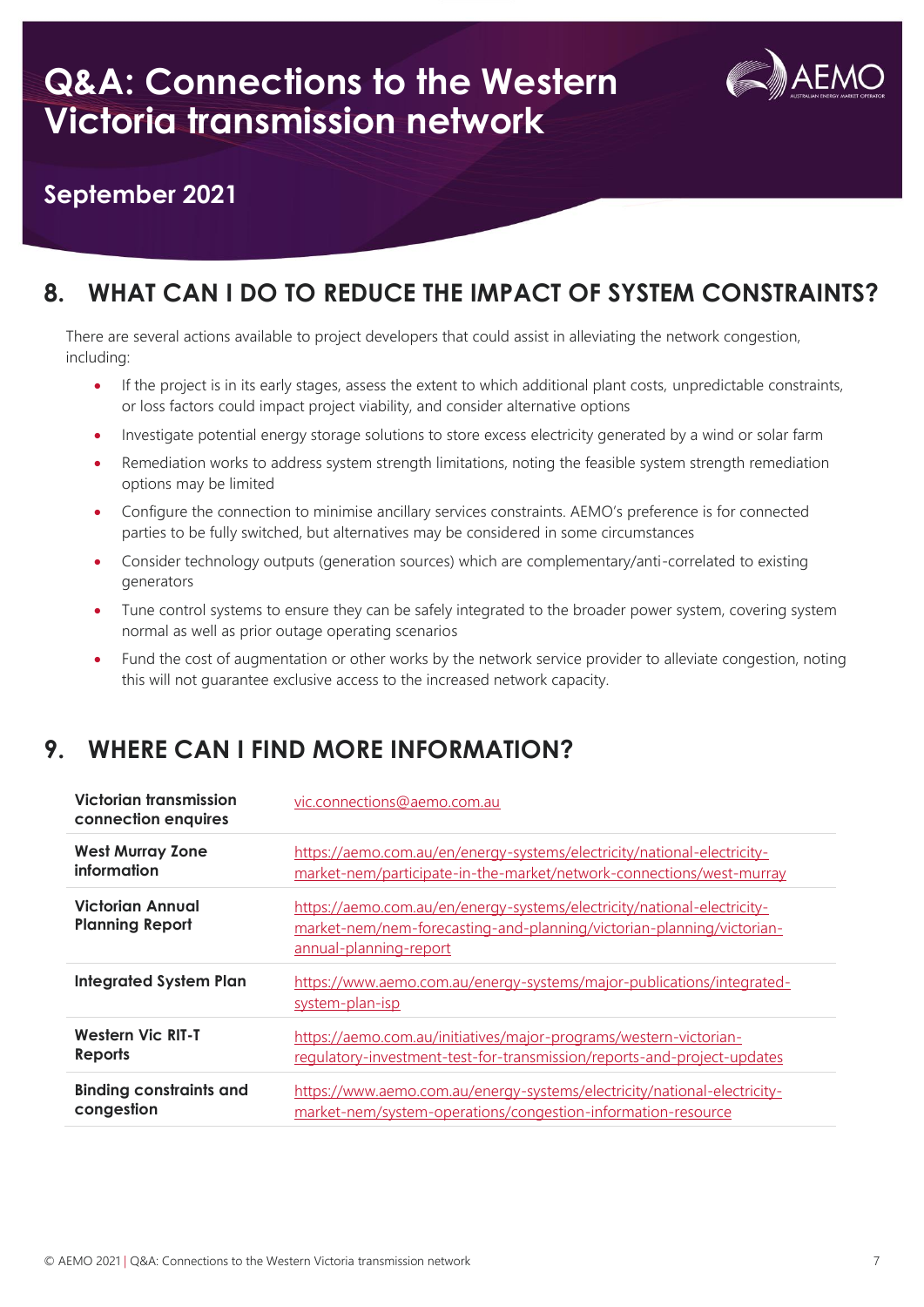# Q&A: Connections to the Western Victoria transmission network

## September 2021

## 8. WHAT CAN I DO TO REDUCE THE IMPACT OF SYSTEM CONSTRAINTS?

There are several actions available to project developers that could assist in alleviating the network congestion, including:

- If the project is in its early stages, assess the extent to which additional plant costs, unpredictable constraints, or loss factors could impact project viability, and consider alternative options
- Investigate potential energy storage solutions to store excess electricity generated by a wind or solar farm
- Remediation works to address system strength limitations, noting the feasible system strength remediation options may be limited
- Configure the connection to minimise ancillary services constraints. AEMO's preference is for connected parties to be fully switched, but alternatives may be considered in some circumstances
- Consider technology outputs (generation sources) which are complementary/anti-correlated to existing generators
- Tune control systems to ensure they can be safely integrated to the broader power system, covering system normal as well as prior outage operating scenarios
- Fund the cost of augmentation or other works by the network service provider to alleviate congestion, noting this will not guarantee exclusive access to the increased network capacity.

## 9. WHERE CAN I FIND MORE INFORMATION?

| | |
|---|---|
| **Victorian transmission connection enquires** | vic.connections@aemo.com.au |
| **West Murray Zone information** | https://aemo.com.au/en/energy-systems/electricity/national-electricity-market-nem/participate-in-the-market/network-connections/west-murray |
| **Victorian Annual Planning Report** | https://aemo.com.au/en/energy-systems/electricity/national-electricity-market-nem/nem-forecasting-and-planning/victorian-planning/victorian-annual-planning-report |
| **Integrated System Plan** | https://www.aemo.com.au/energy-systems/major-publications/integrated-system-plan-isp |
| **Western Vic RIT-T Reports** | https://aemo.com.au/initiatives/major-programs/western-victorian-regulatory-investment-test-for-transmission/reports-and-project-updates |
| **Binding constraints and congestion** | https://www.aemo.com.au/energy-systems/electricity/national-electricity-market-nem/system-operations/congestion-information-resource |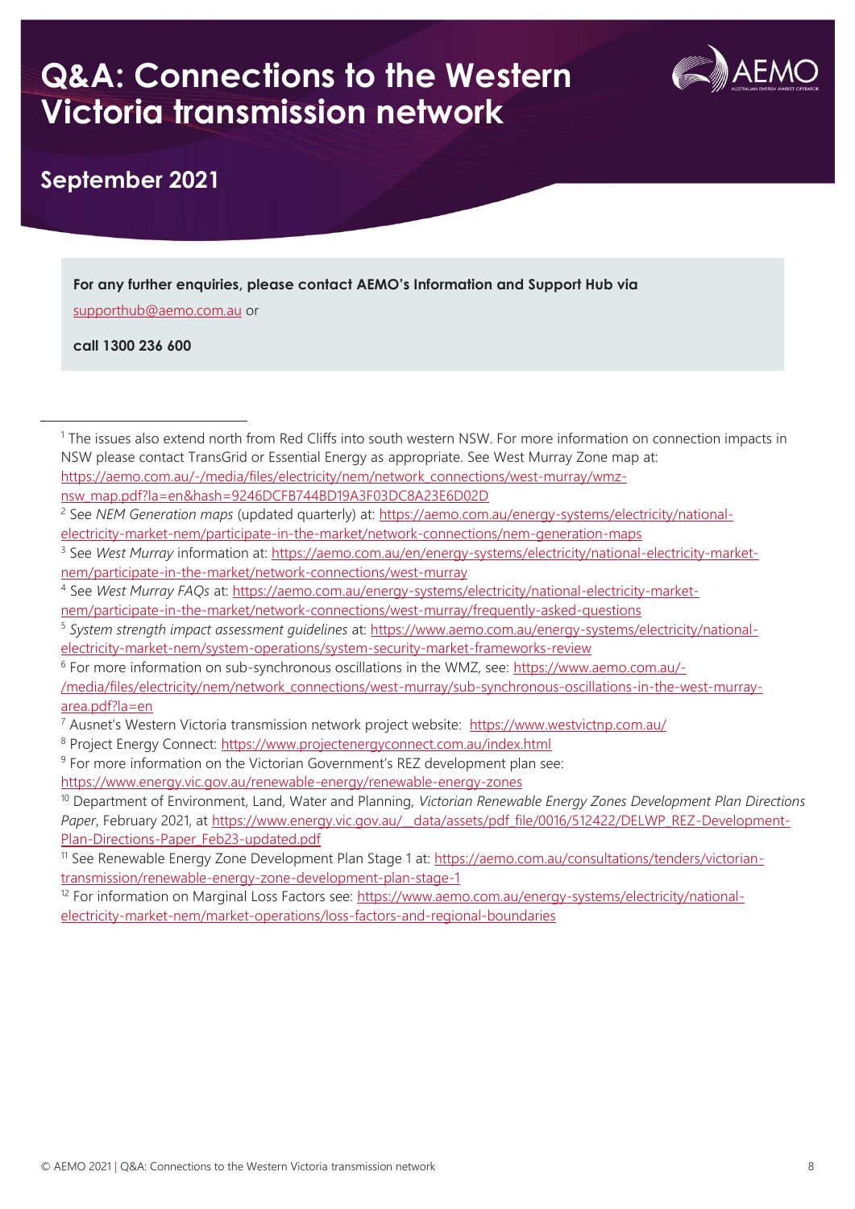# Q&A: Connections to the Western Victoria transmission network

## September 2021

**For any further enquiries, please contact AEMO's Information and Support Hub via**

supporthub@aemo.com.au or

**call 1300 236 600**

---

[1] The issues also extend north from Red Cliffs into south western NSW. For more information on connection impacts in NSW please contact TransGrid or Essential Energy as appropriate. See West Murray Zone map at: https://aemo.com.au/-/media/files/electricity/nem/network_connections/west-murray/wmz-nsw_map.pdf?la=en&hash=9246DCFB744BD19A3F03DC8A23E6D02D

[2] See *NEM Generation maps* (updated quarterly) at: https://aemo.com.au/energy-systems/electricity/national-electricity-market-nem/participate-in-the-market/network-connections/nem-generation-maps

[3] See *West Murray* information at: https://aemo.com.au/en/energy-systems/electricity/national-electricity-market-nem/participate-in-the-market/network-connections/west-murray

[4] See *West Murray FAQs* at: https://aemo.com.au/energy-systems/electricity/national-electricity-market-nem/participate-in-the-market/network-connections/west-murray/frequently-asked-questions

[5] *System strength impact assessment guidelines* at: https://www.aemo.com.au/energy-systems/electricity/national-electricity-market-nem/system-operations/system-security-market-frameworks-review

[6] For more information on sub-synchronous oscillations in the WMZ, see: https://www.aemo.com.au/-/media/files/electricity/nem/network_connections/west-murray/sub-synchronous-oscillations-in-the-west-murray-area.pdf?la=en

[7] Ausnet's Western Victoria transmission network project website: https://www.westvictnp.com.au/

[8] Project Energy Connect: https://www.projectenergyconnect.com.au/index.html

[9] For more information on the Victorian Government's REZ development plan see: https://www.energy.vic.gov.au/renewable-energy/renewable-energy-zones

[10] Department of Environment, Land, Water and Planning, *Victorian Renewable Energy Zones Development Plan Directions Paper*, February 2021, at https://www.energy.vic.gov.au/__data/assets/pdf_file/0016/512422/DELWP_REZ-Development-Plan-Directions-Paper_Feb23-updated.pdf

[11] See Renewable Energy Zone Development Plan Stage 1 at: https://aemo.com.au/consultations/tenders/victorian-transmission/renewable-energy-zone-development-plan-stage-1

[12] For information on Marginal Loss Factors see: https://www.aemo.com.au/energy-systems/electricity/national-electricity-market-nem/market-operations/loss-factors-and-regional-boundaries